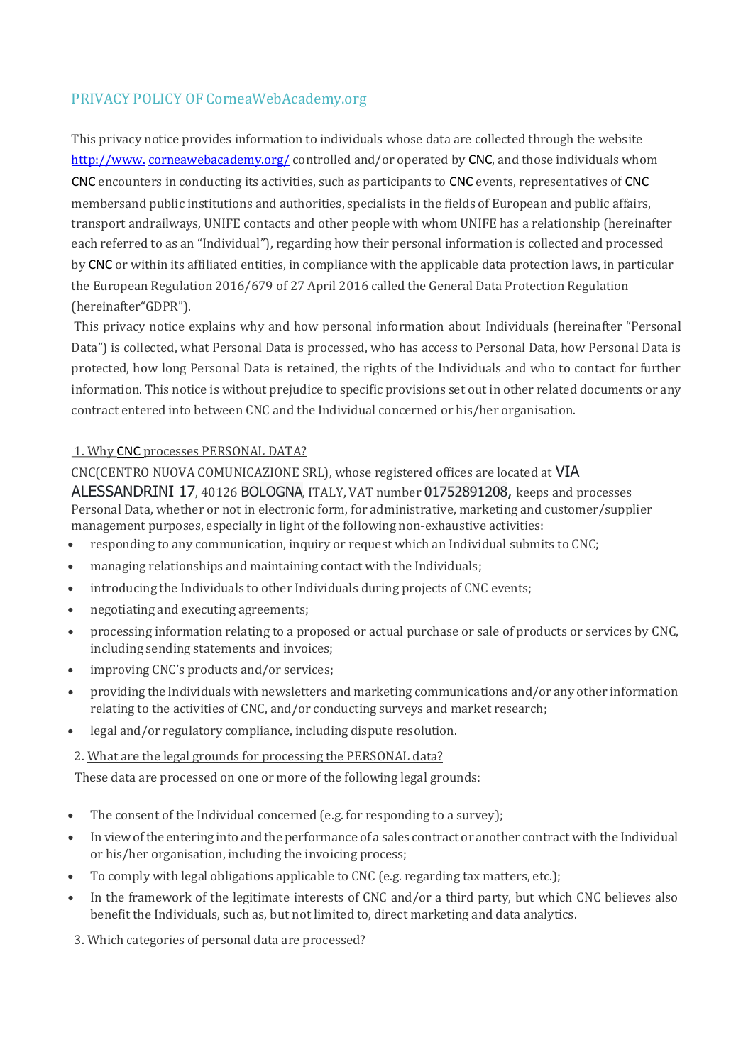## PRIVACY POLICY OF CorneaWebAcademy.org

This privacy notice provides information to individuals whose data are collected through the website [http://www. corneawebacademy.org/](http://www.corneawebacademy.org/) controlled and/or operated by CNC, and those individuals whom CNC encounters in conducting its activities, such as participants to CNC events, representatives of CNC membersand public institutions and authorities, specialists in the fields of European and public affairs, transport andrailways, UNIFE contacts and other people with whom UNIFE has a relationship (hereinafter each referred to as an "Individual"), regarding how their personal information is collected and processed by CNC or within its affiliated entities, in compliance with the applicable data protection laws, in particular the European Regulation 2016/679 of 27 April 2016 called the General Data Protection Regulation (hereinafter"GDPR").

This privacy notice explains why and how personal information about Individuals (hereinafter "Personal Data") is collected, what Personal Data is processed, who has access to Personal Data, how Personal Data is protected, how long Personal Data is retained, the rights of the Individuals and who to contact for further information. This notice is without prejudice to specific provisions set out in other related documents or any contract entered into between CNC and the Individual concerned or his/her organisation.

### 1. Why CNC processes PERSONAL DATA?

CNC(CENTRO NUOVA COMUNICAZIONE SRL), whose registered offices are located at VIA ALESSANDRINI 17, 40126 BOLOGNA, ITALY, VAT number 01752891208, keeps and processes Personal Data, whether or not in electronic form, for administrative, marketing and customer/supplier management purposes, especially in light of the following non-exhaustive activities:

- responding to any communication, inquiry or request which an Individual submits to CNC;
- managing relationships and maintaining contact with the Individuals;
- introducing the Individuals to other Individuals during projects of CNC events;
- negotiating and executing agreements;
- processing information relating to a proposed or actual purchase or sale of products or services by CNC, including sending statements and invoices;
- improving CNC's products and/or services;
- providing the Individuals with newsletters and marketing communications and/or any other information relating to the activities of CNC, and/or conducting surveys and market research;
- legal and/or regulatory compliance, including dispute resolution.

### 2. What are the legal grounds for processing the PERSONAL data?

These data are processed on one or more of the following legal grounds:

- The consent of the Individual concerned (e.g. for responding to a survey);
- In view of the entering into and the performance of a sales contract or another contract with the Individual or his/her organisation, including the invoicing process;
- To comply with legal obligations applicable to CNC (e.g. regarding tax matters, etc.);
- In the framework of the legitimate interests of CNC and/or a third party, but which CNC believes also benefit the Individuals, such as, but not limited to, direct marketing and data analytics.

### 3. Which categories of personal data are processed?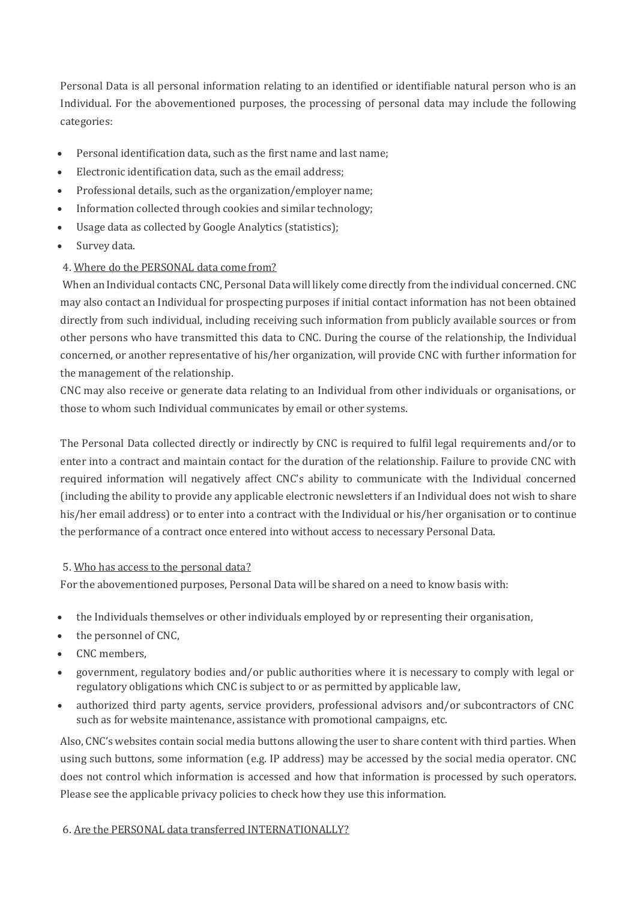Personal Data is all personal information relating to an identified or identifiable natural person who is an Individual. For the abovementioned purposes, the processing of personal data may include the following categories:

- Personal identification data, such as the first name and last name;
- Electronic identification data, such as the email address;
- Professional details, such as the organization/employer name;
- Information collected through cookies and similar technology;
- Usage data as collected by Google Analytics (statistics);
- Survey data.

## 4. Where do the PERSONAL data come from?

When an Individual contacts CNC, Personal Data will likely come directly from the individual concerned. CNC may also contact an Individual for prospecting purposes if initial contact information has not been obtained directly from such individual, including receiving such information from publicly available sources or from other persons who have transmitted this data to CNC. During the course of the relationship, the Individual concerned, or another representative of his/her organization, will provide CNC with further information for the management of the relationship.

CNC may also receive or generate data relating to an Individual from other individuals or organisations, or those to whom such Individual communicates by email or other systems.

The Personal Data collected directly or indirectly by CNC is required to fulfil legal requirements and/or to enter into a contract and maintain contact for the duration of the relationship. Failure to provide CNC with required information will negatively affect CNC's ability to communicate with the Individual concerned (including the ability to provide any applicable electronic newsletters if an Individual does not wish to share his/her email address) or to enter into a contract with the Individual or his/her organisation or to continue the performance of a contract once entered into without access to necessary Personal Data.

## 5. Who has access to the personal data?

For the abovementioned purposes, Personal Data will be shared on a need to know basis with:

- the Individuals themselves or other individuals employed by or representing their organisation,
- the personnel of CNC,
- CNC members,
- government, regulatory bodies and/or public authorities where it is necessary to comply with legal or regulatory obligations which CNC is subject to or as permitted by applicable law,
- authorized third party agents, service providers, professional advisors and/or subcontractors of CNC such as for website maintenance, assistance with promotional campaigns, etc.

Also, CNC's websites contain social media buttons allowing the user to share content with third parties. When using such buttons, some information (e.g. IP address) may be accessed by the social media operator. CNC does not control which information is accessed and how that information is processed by such operators. Please see the applicable privacy policies to check how they use this information.

## 6. Are the PERSONAL data transferred INTERNATIONALLY?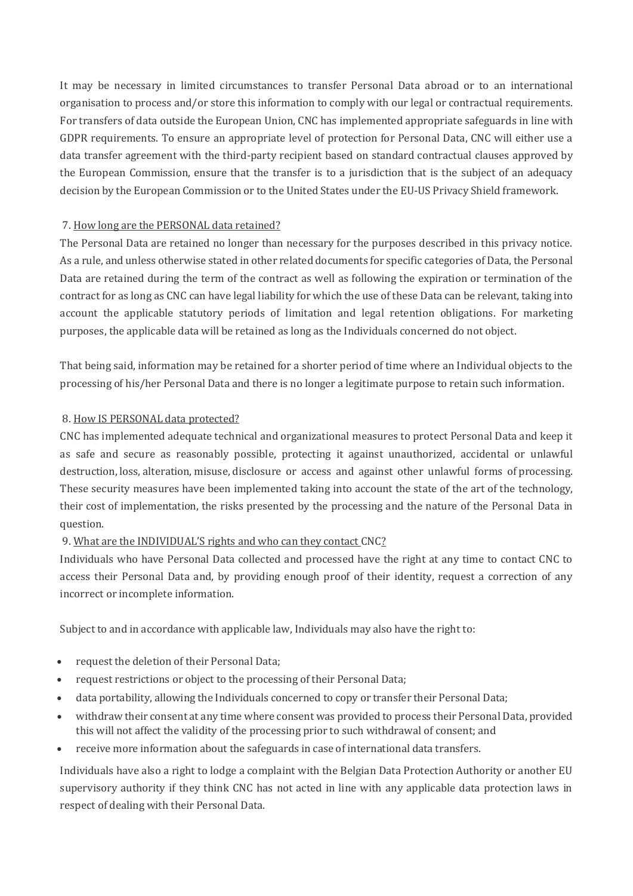It may be necessary in limited circumstances to transfer Personal Data abroad or to an international organisation to process and/or store this information to comply with our legal or contractual requirements. For transfers of data outside the European Union, CNC has implemented appropriate safeguards in line with GDPR requirements. To ensure an appropriate level of protection for Personal Data, CNC will either use a data transfer agreement with the third-party recipient based on standard contractual clauses approved by the European Commission, ensure that the transfer is to a jurisdiction that is the subject of an adequacy decision by the European Commission or to the United States under the EU-US Privacy Shield framework.

### 7. How long are the PERSONAL data retained?

The Personal Data are retained no longer than necessary for the purposes described in this privacy notice. As a rule, and unless otherwise stated in other related documents for specific categories of Data, the Personal Data are retained during the term of the contract as well as following the expiration or termination of the contract for as long as CNC can have legal liability for which the use of these Data can be relevant, taking into account the applicable statutory periods of limitation and legal retention obligations. For marketing purposes, the applicable data will be retained as long as the Individuals concerned do not object.

That being said, information may be retained for a shorter period of time where an Individual objects to the processing of his/her Personal Data and there is no longer a legitimate purpose to retain such information.

### 8. How IS PERSONAL data protected?

CNC has implemented adequate technical and organizational measures to protect Personal Data and keep it as safe and secure as reasonably possible, protecting it against unauthorized, accidental or unlawful destruction, loss, alteration, misuse, disclosure or access and against other unlawful forms of processing. These security measures have been implemented taking into account the state of the art of the technology, their cost of implementation, the risks presented by the processing and the nature of the Personal Data in question.

### 9. What are the INDIVIDUAL'S rights and who can they contact CNC?

Individuals who have Personal Data collected and processed have the right at any time to contact CNC to access their Personal Data and, by providing enough proof of their identity, request a correction of any incorrect or incomplete information.

Subject to and in accordance with applicable law, Individuals may also have the right to:

- request the deletion of their Personal Data;
- request restrictions or object to the processing of their Personal Data;
- data portability, allowing the Individuals concerned to copy or transfer their Personal Data;
- withdraw their consent at any time where consent was provided to process their Personal Data, provided this will not affect the validity of the processing prior to such withdrawal of consent; and
- receive more information about the safeguards in case of international data transfers.

Individuals have also a right to lodge a complaint with the Belgian Data Protection Authority or another EU supervisory authority if they think CNC has not acted in line with any applicable data protection laws in respect of dealing with their Personal Data.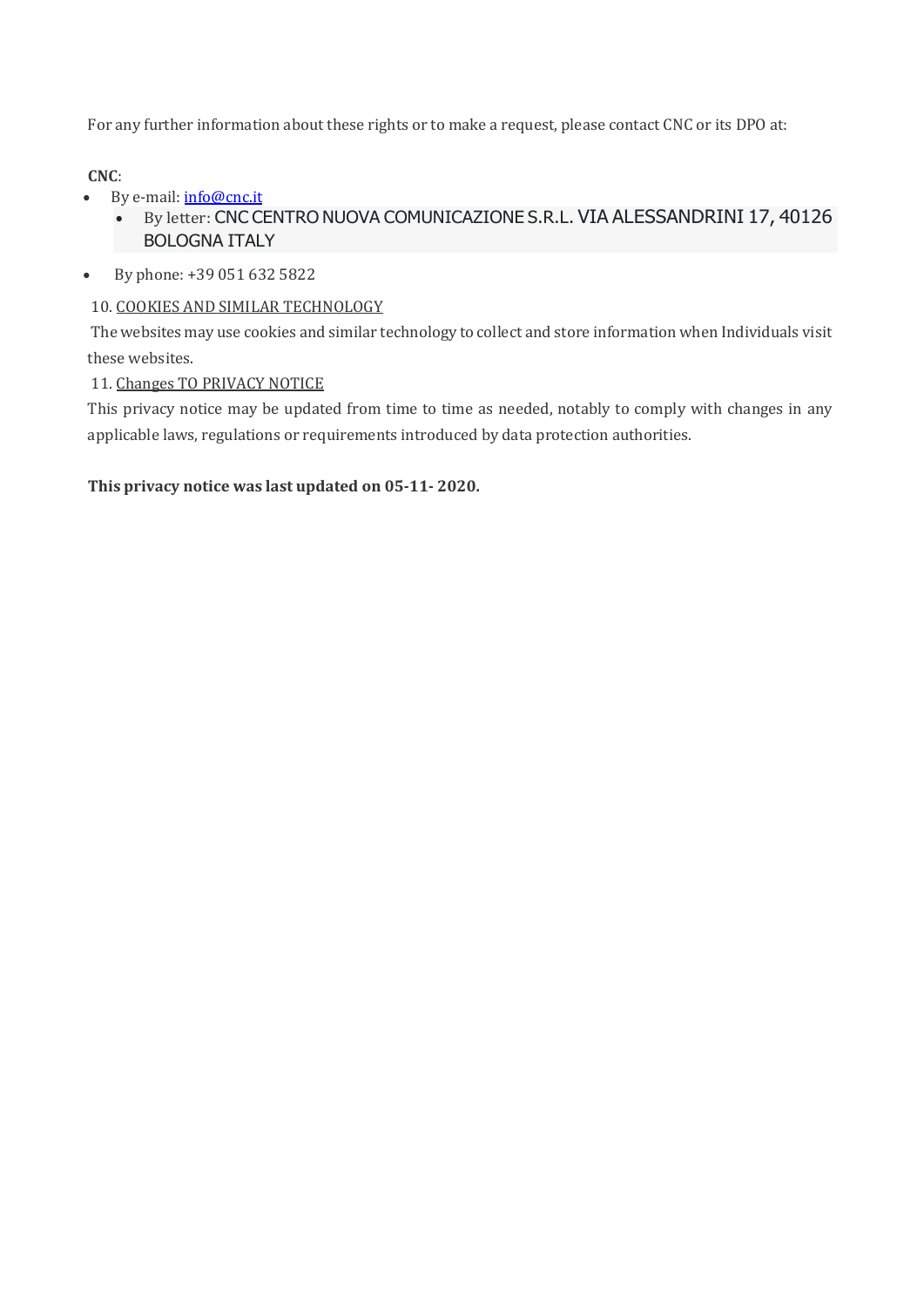For any further information about these rights or to make a request, please contact CNC or its DPO at:

**CNC**:

- By e-mail: info@cnc.it
  - By letter: CNC CENTRO NUOVA COMUNICAZIONE S.R.L. VIA ALESSANDRINI 17, 40126 BOLOGNA ITALY
- By phone: +39 051 632 5822

10. COOKIES AND SIMILAR TECHNOLOGY

The websites may use cookies and similar technology to collect and store information when Individuals visit these websites.

11. Changes TO PRIVACY NOTICE

This privacy notice may be updated from time to time as needed, notably to comply with changes in any applicable laws, regulations or requirements introduced by data protection authorities.

**This privacy notice was last updated on 05-11- 2020.**